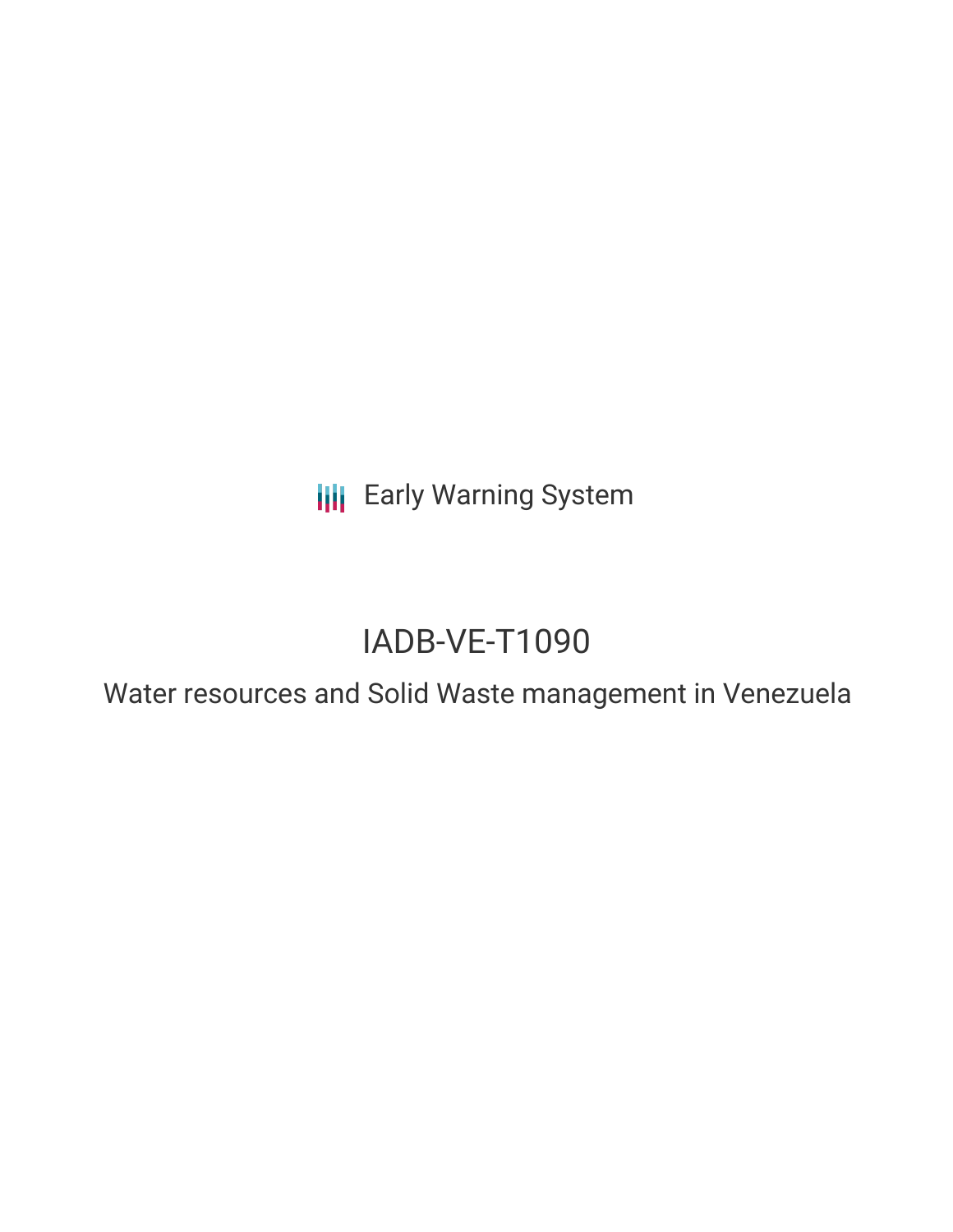Early Warning System

# IADB-VE-T1090

## Water resources and Solid Waste management in Venezuela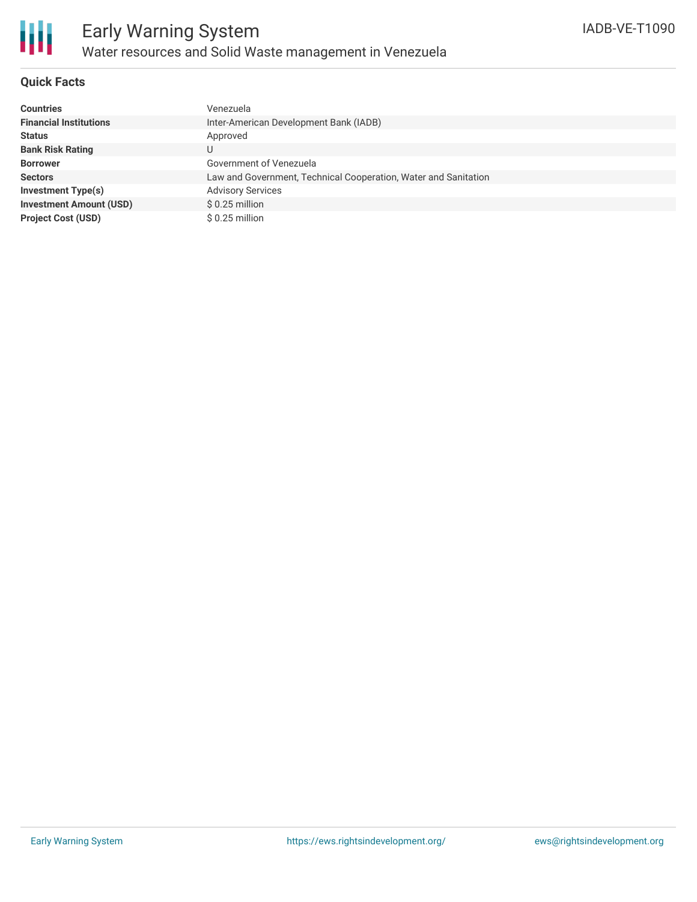## Quick Facts

| | |
|---|---|
| **Countries** | Venezuela |
| **Financial Institutions** | Inter-American Development Bank (IADB) |
| **Status** | Approved |
| **Bank Risk Rating** | U |
| **Borrower** | Government of Venezuela |
| **Sectors** | Law and Government, Technical Cooperation, Water and Sanitation |
| **Investment Type(s)** | Advisory Services |
| **Investment Amount (USD)** | $ 0.25 million |
| **Project Cost (USD)** | $ 0.25 million |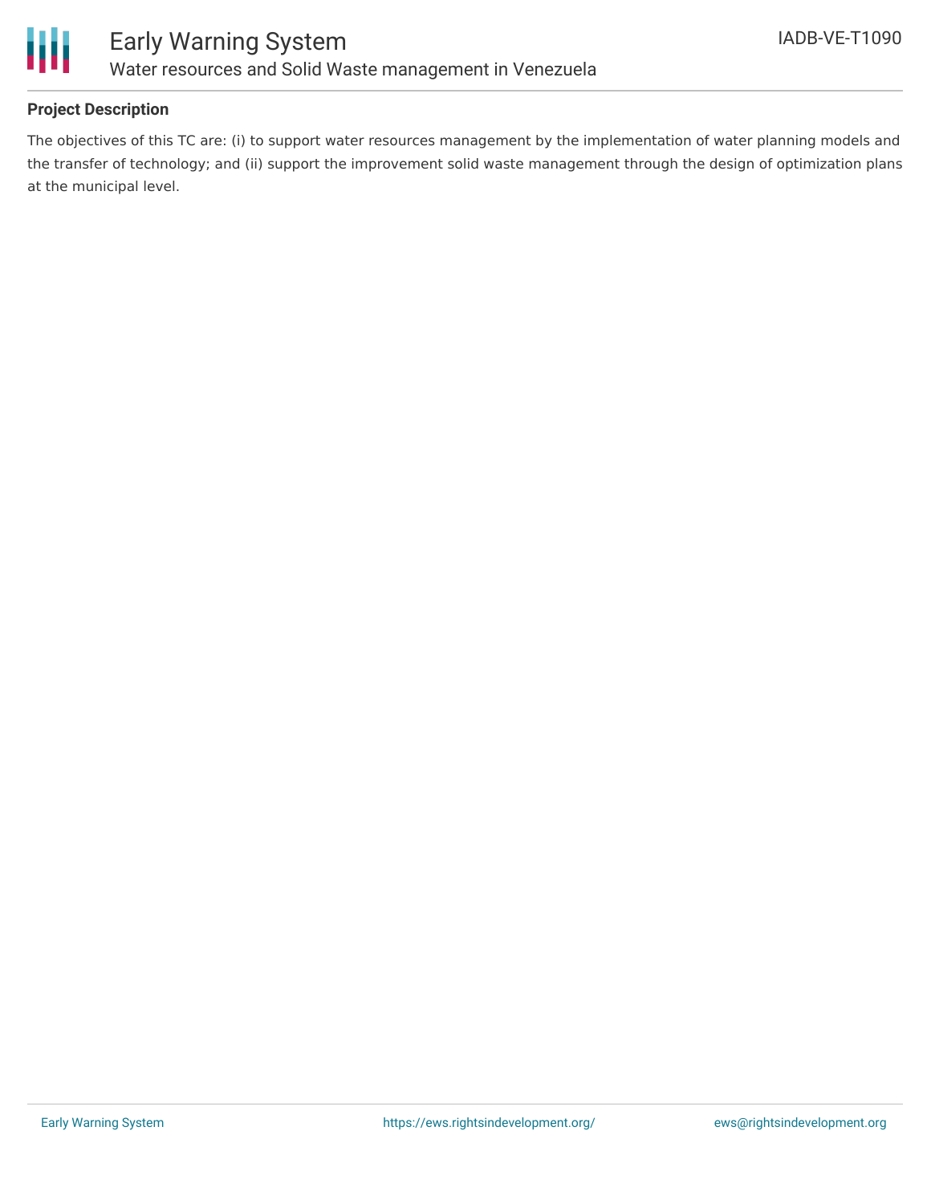## Project Description

The objectives of this TC are: (i) to support water resources management by the implementation of water planning models and the transfer of technology; and (ii) support the improvement solid waste management through the design of optimization plans at the municipal level.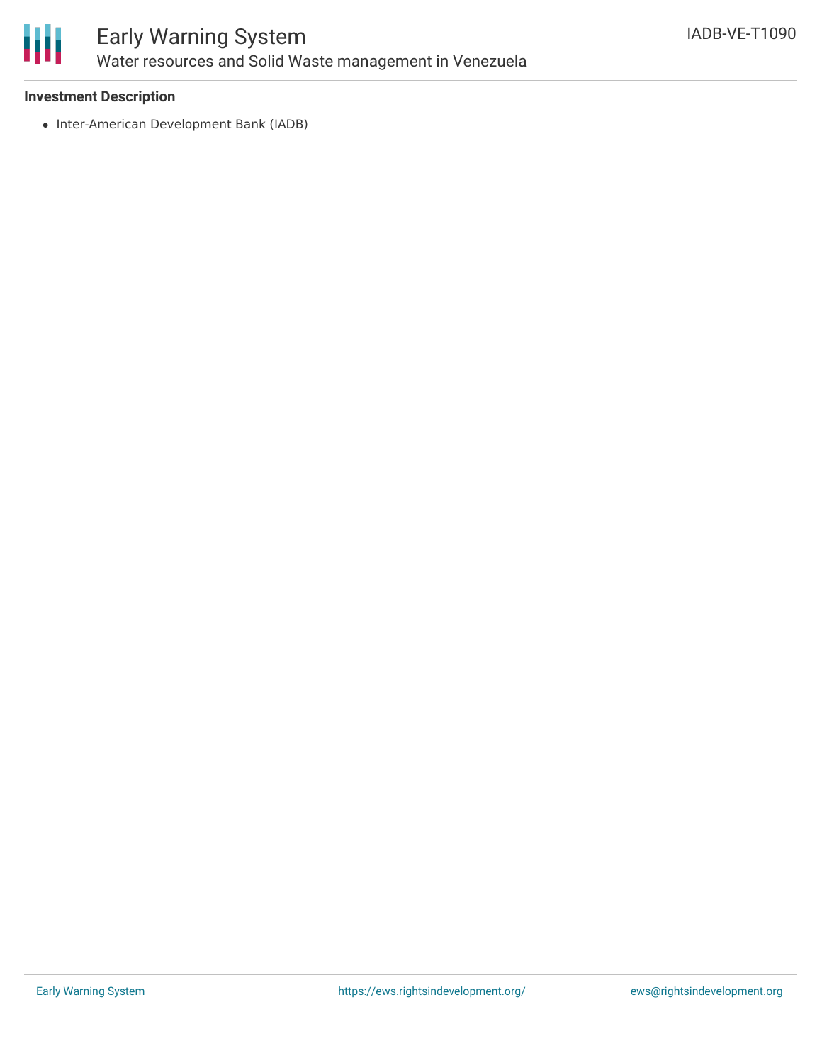### Investment Description

- Inter-American Development Bank (IADB)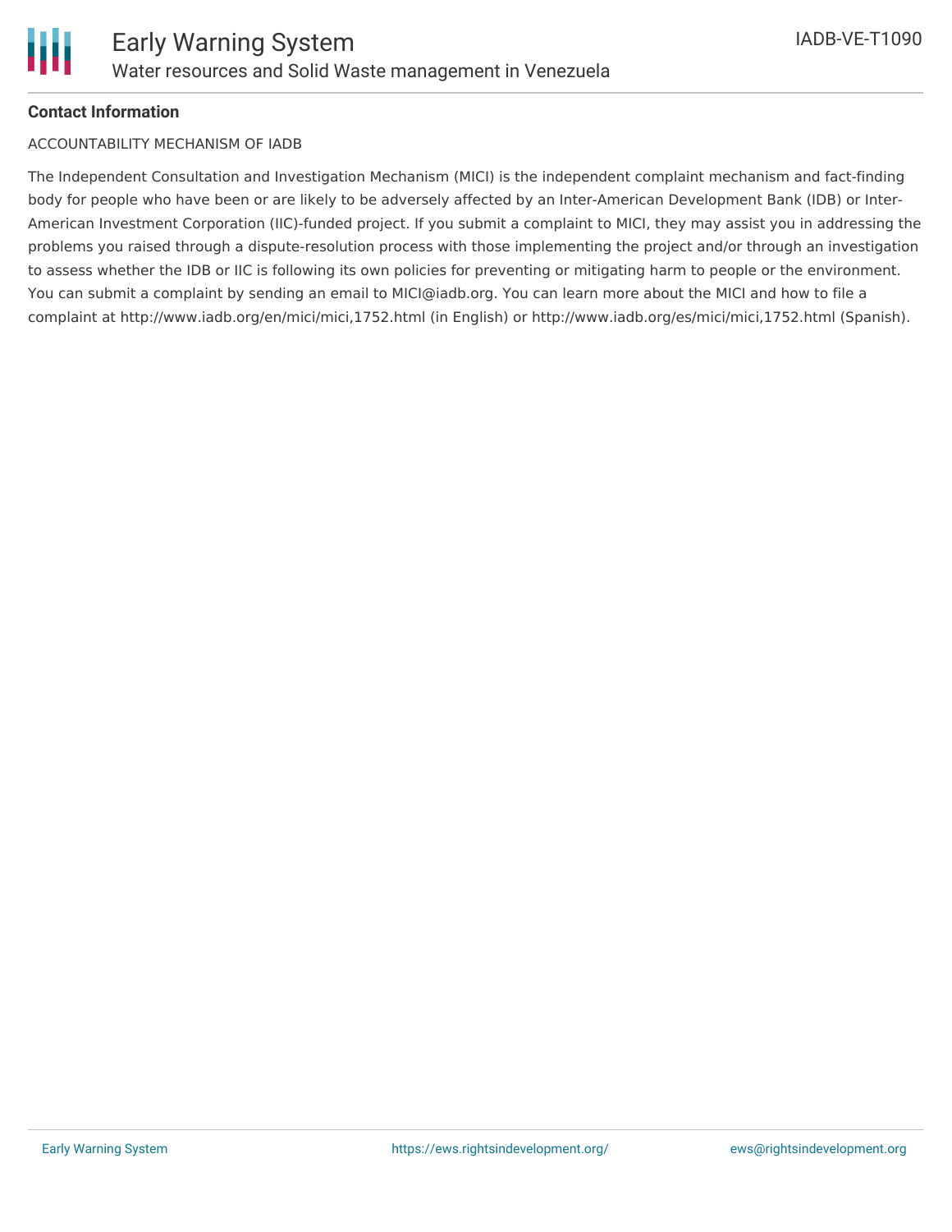**Contact Information**

ACCOUNTABILITY MECHANISM OF IADB

The Independent Consultation and Investigation Mechanism (MICI) is the independent complaint mechanism and fact-finding body for people who have been or are likely to be adversely affected by an Inter-American Development Bank (IDB) or Inter-American Investment Corporation (IIC)-funded project. If you submit a complaint to MICI, they may assist you in addressing the problems you raised through a dispute-resolution process with those implementing the project and/or through an investigation to assess whether the IDB or IIC is following its own policies for preventing or mitigating harm to people or the environment. You can submit a complaint by sending an email to MICI@iadb.org. You can learn more about the MICI and how to file a complaint at http://www.iadb.org/en/mici/mici,1752.html (in English) or http://www.iadb.org/es/mici/mici,1752.html (Spanish).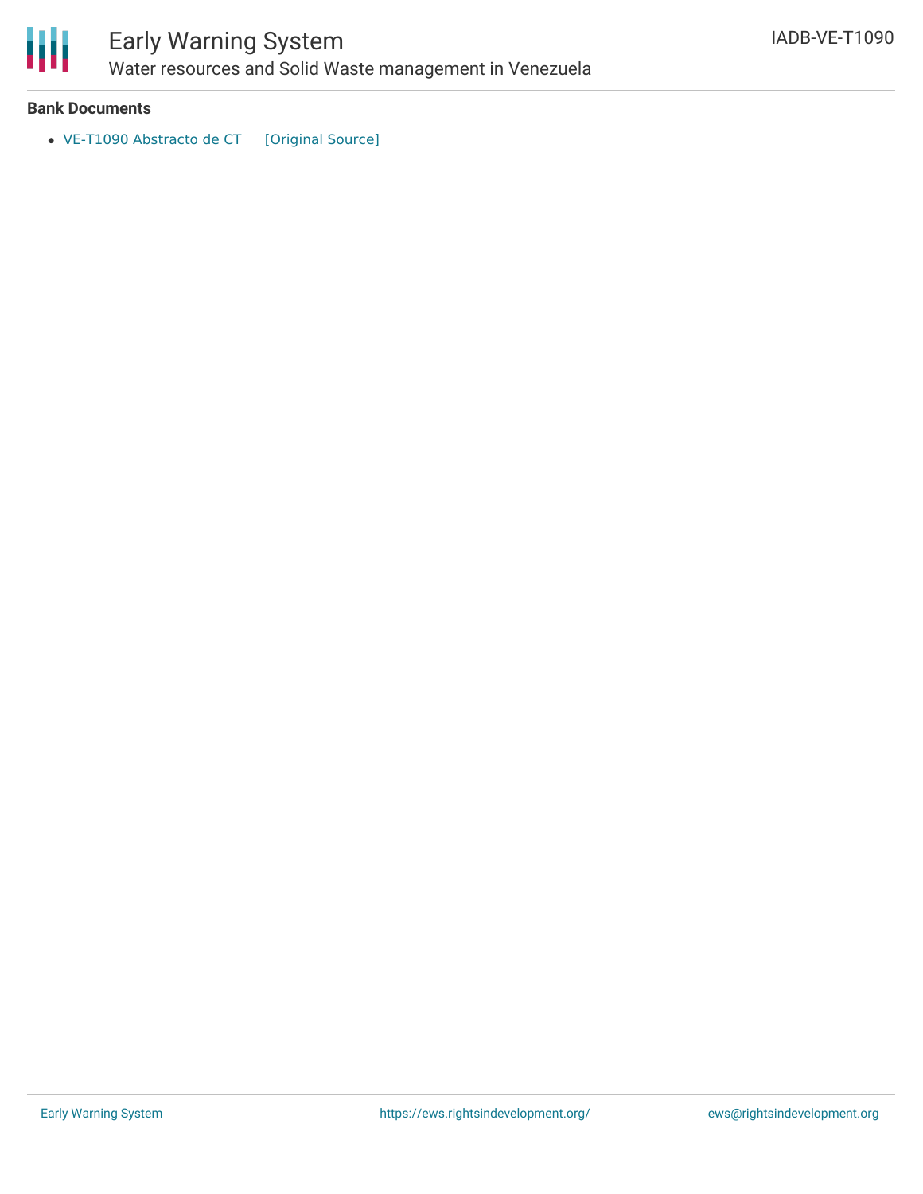**Bank Documents**

- VE-T1090 Abstracto de CT [Original Source]